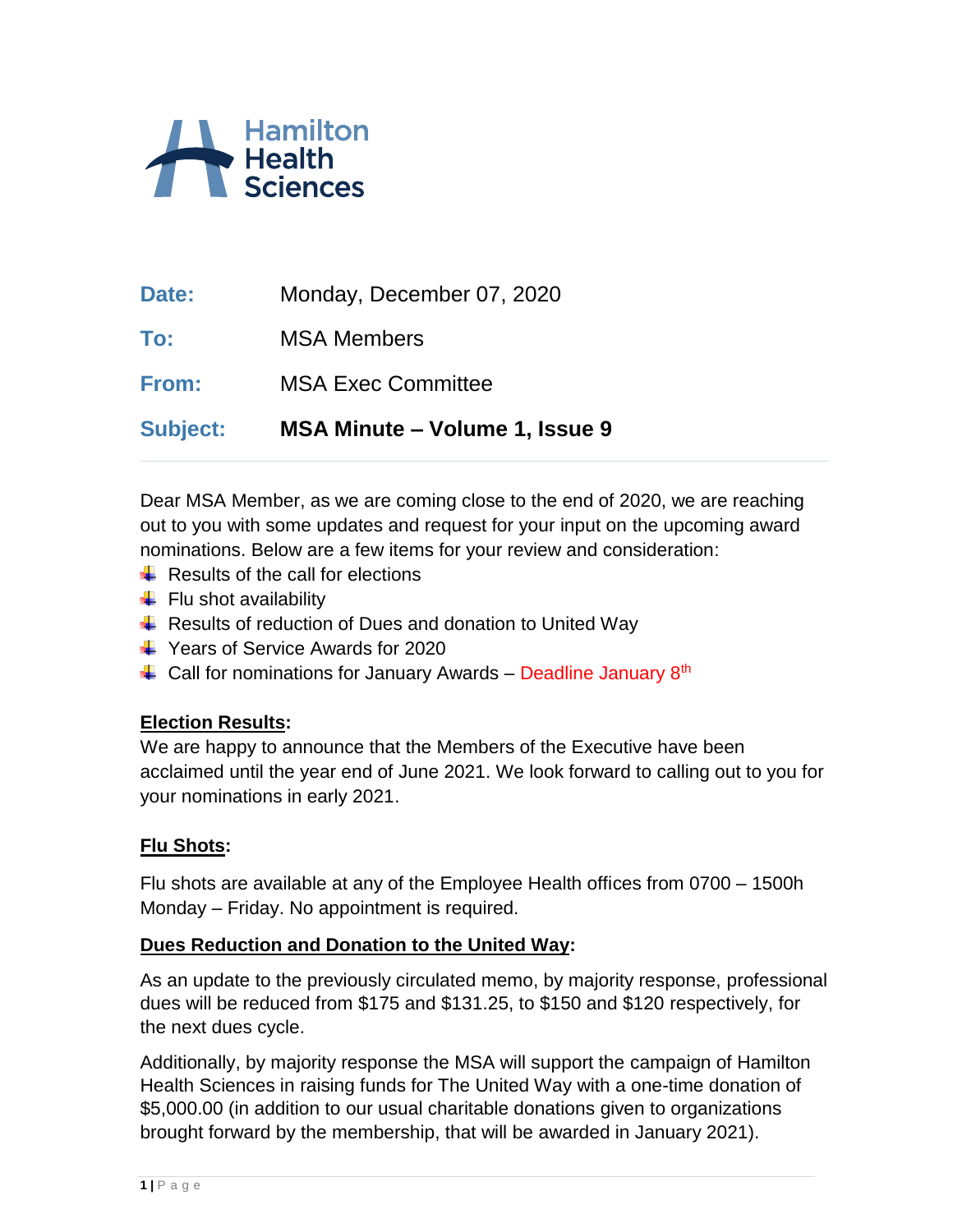Hamilton Health Sciences

| | |
|---|---|
| **Date:** | Monday, December 07, 2020 |
| **To:** | MSA Members |
| **From:** | MSA Exec Committee |
| **Subject:** | **MSA Minute – Volume 1, Issue 9** |

Dear MSA Member, as we are coming close to the end of 2020, we are reaching out to you with some updates and request for your input on the upcoming award nominations. Below are a few items for your review and consideration:

- Results of the call for elections
- Flu shot availability
- Results of reduction of Dues and donation to United Way
- Years of Service Awards for 2020
- Call for nominations for January Awards – Deadline January 8th

**Election Results:**

We are happy to announce that the Members of the Executive have been acclaimed until the year end of June 2021. We look forward to calling out to you for your nominations in early 2021.

**Flu Shots:**

Flu shots are available at any of the Employee Health offices from 0700 – 1500h Monday – Friday. No appointment is required.

**Dues Reduction and Donation to the United Way:**

As an update to the previously circulated memo, by majority response, professional dues will be reduced from $175 and $131.25, to $150 and $120 respectively, for the next dues cycle.

Additionally, by majority response the MSA will support the campaign of Hamilton Health Sciences in raising funds for The United Way with a one-time donation of $5,000.00 (in addition to our usual charitable donations given to organizations brought forward by the membership, that will be awarded in January 2021).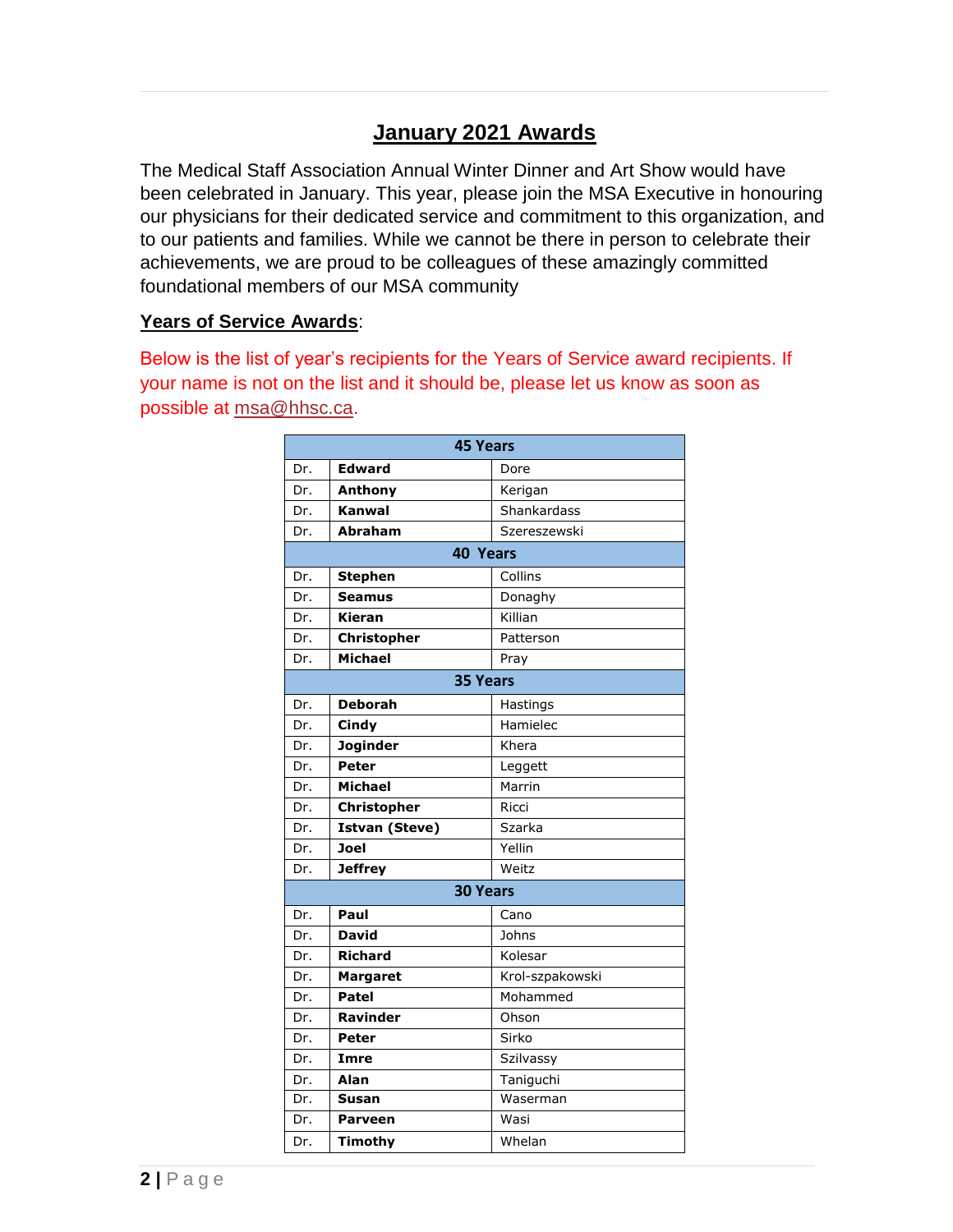## January 2021 Awards

The Medical Staff Association Annual Winter Dinner and Art Show would have been celebrated in January. This year, please join the MSA Executive in honouring our physicians for their dedicated service and commitment to this organization, and to our patients and families. While we cannot be there in person to celebrate their achievements, we are proud to be colleagues of these amazingly committed foundational members of our MSA community

**Years of Service Awards**:

Below is the list of year's recipients for the Years of Service award recipients. If your name is not on the list and it should be, please let us know as soon as possible at msa@hhsc.ca.

| 45 Years | | |
|---|---|---|
| Dr. | **Edward** | Dore |
| Dr. | **Anthony** | Kerigan |
| Dr. | **Kanwal** | Shankardass |
| Dr. | **Abraham** | Szereszewski |
| **40 Years** | | |
| Dr. | **Stephen** | Collins |
| Dr. | **Seamus** | Donaghy |
| Dr. | **Kieran** | Killian |
| Dr. | **Christopher** | Patterson |
| Dr. | **Michael** | Pray |
| **35 Years** | | |
| Dr. | **Deborah** | Hastings |
| Dr. | **Cindy** | Hamielec |
| Dr. | **Joginder** | Khera |
| Dr. | **Peter** | Leggett |
| Dr. | **Michael** | Marrin |
| Dr. | **Christopher** | Ricci |
| Dr. | **Istvan (Steve)** | Szarka |
| Dr. | **Joel** | Yellin |
| Dr. | **Jeffrey** | Weitz |
| **30 Years** | | |
| Dr. | **Paul** | Cano |
| Dr. | **David** | Johns |
| Dr. | **Richard** | Kolesar |
| Dr. | **Margaret** | Krol-szpakowski |
| Dr. | **Patel** | Mohammed |
| Dr. | **Ravinder** | Ohson |
| Dr. | **Peter** | Sirko |
| Dr. | **Imre** | Szilvassy |
| Dr. | **Alan** | Taniguchi |
| Dr. | **Susan** | Waserman |
| Dr. | **Parveen** | Wasi |
| Dr. | **Timothy** | Whelan |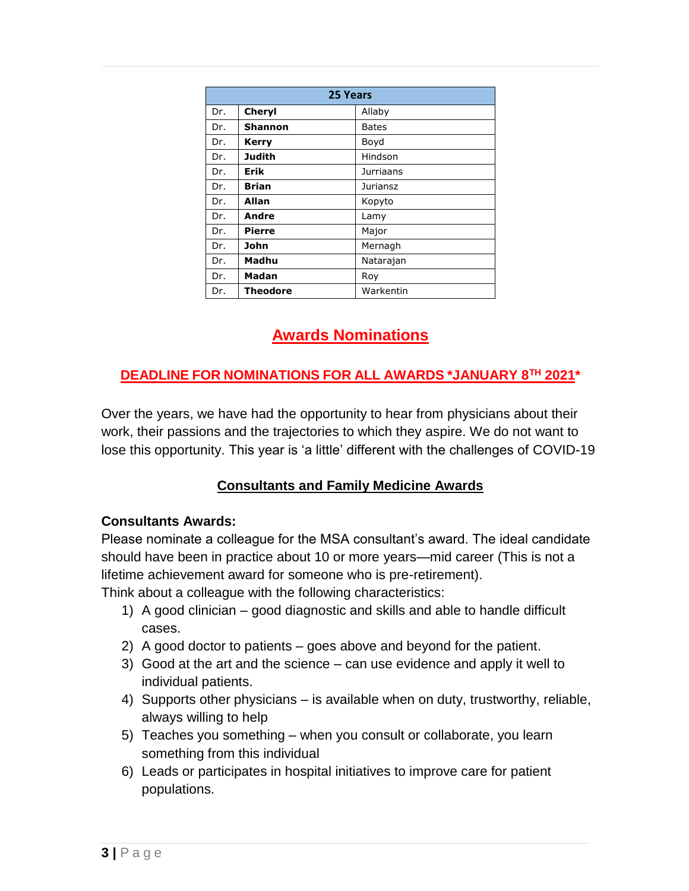| 25 Years | | |
| --- | --- | --- |
| Dr. | **Cheryl** | Allaby |
| Dr. | **Shannon** | Bates |
| Dr. | **Kerry** | Boyd |
| Dr. | **Judith** | Hindson |
| Dr. | **Erik** | Jurriaans |
| Dr. | **Brian** | Juriansz |
| Dr. | **Allan** | Kopyto |
| Dr. | **Andre** | Lamy |
| Dr. | **Pierre** | Major |
| Dr. | **John** | Mernagh |
| Dr. | **Madhu** | Natarajan |
| Dr. | **Madan** | Roy |
| Dr. | **Theodore** | Warkentin |

## Awards Nominations

**DEADLINE FOR NOMINATIONS FOR ALL AWARDS *JANUARY 8TH 2021***

Over the years, we have had the opportunity to hear from physicians about their work, their passions and the trajectories to which they aspire. We do not want to lose this opportunity. This year is 'a little' different with the challenges of COVID-19

### Consultants and Family Medicine Awards

**Consultants Awards:**

Please nominate a colleague for the MSA consultant's award. The ideal candidate should have been in practice about 10 or more years—mid career (This is not a lifetime achievement award for someone who is pre-retirement).

Think about a colleague with the following characteristics:

1) A good clinician – good diagnostic and skills and able to handle difficult cases.
2) A good doctor to patients – goes above and beyond for the patient.
3) Good at the art and the science – can use evidence and apply it well to individual patients.
4) Supports other physicians – is available when on duty, trustworthy, reliable, always willing to help
5) Teaches you something – when you consult or collaborate, you learn something from this individual
6) Leads or participates in hospital initiatives to improve care for patient populations.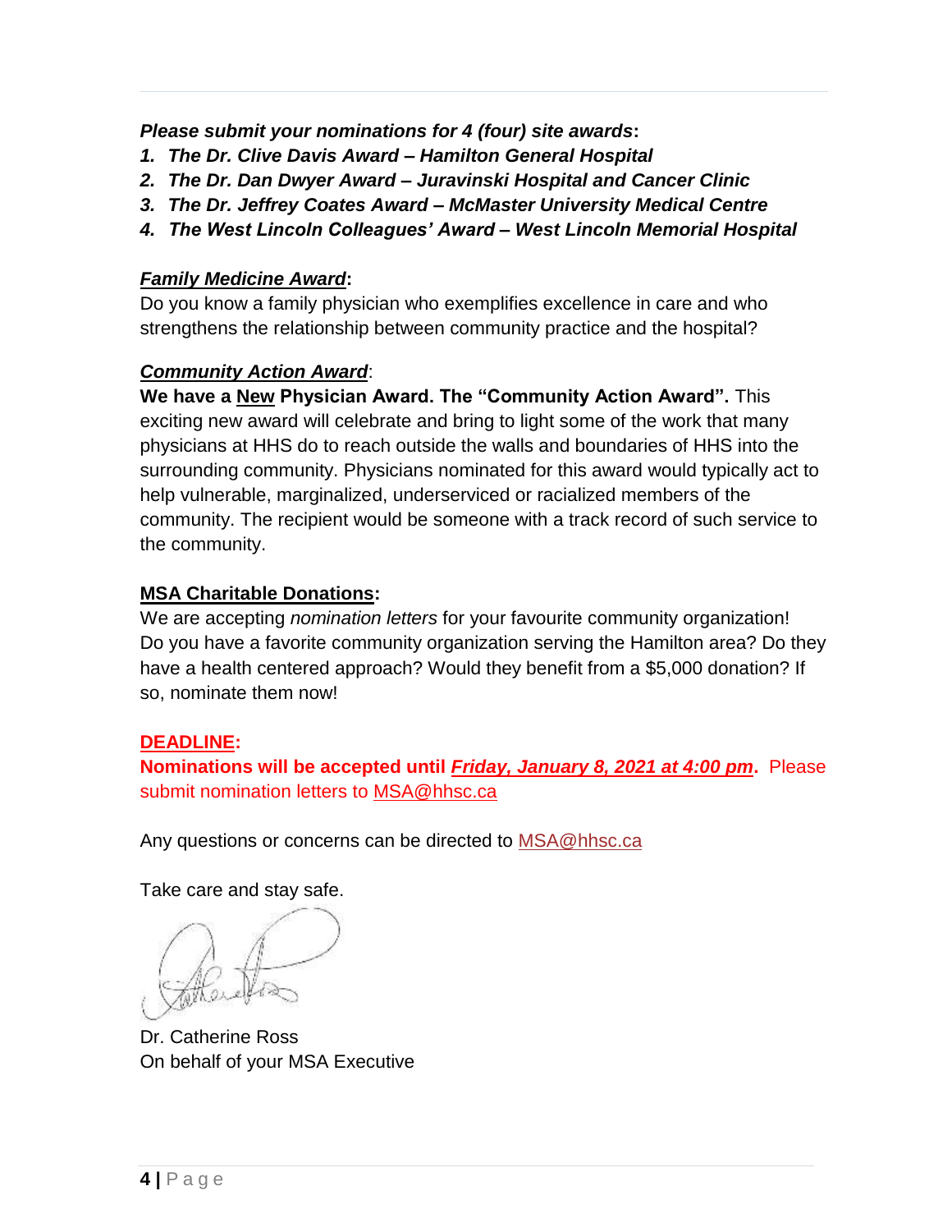***Please submit your nominations for 4 (four) site awards*:**

1. ***The Dr. Clive Davis Award – Hamilton General Hospital***
2. ***The Dr. Dan Dwyer Award – Juravinski Hospital and Cancer Clinic***
3. ***The Dr. Jeffrey Coates Award – McMaster University Medical Centre***
4. ***The West Lincoln Colleagues' Award – West Lincoln Memorial Hospital***

***Family Medicine Award*:**

Do you know a family physician who exemplifies excellence in care and who strengthens the relationship between community practice and the hospital?

***Community Action Award***:

**We have a New Physician Award. The "Community Action Award".** This exciting new award will celebrate and bring to light some of the work that many physicians at HHS do to reach outside the walls and boundaries of HHS into the surrounding community. Physicians nominated for this award would typically act to help vulnerable, marginalized, underserviced or racialized members of the community. The recipient would be someone with a track record of such service to the community.

**MSA Charitable Donations:**

We are accepting *nomination letters* for your favourite community organization! Do you have a favorite community organization serving the Hamilton area? Do they have a health centered approach? Would they benefit from a $5,000 donation? If so, nominate them now!

**DEADLINE:**

**Nominations will be accepted until *Friday, January 8, 2021 at 4:00 pm*.** Please submit nomination letters to MSA@hhsc.ca

Any questions or concerns can be directed to MSA@hhsc.ca

Take care and stay safe.

Dr. Catherine Ross
On behalf of your MSA Executive